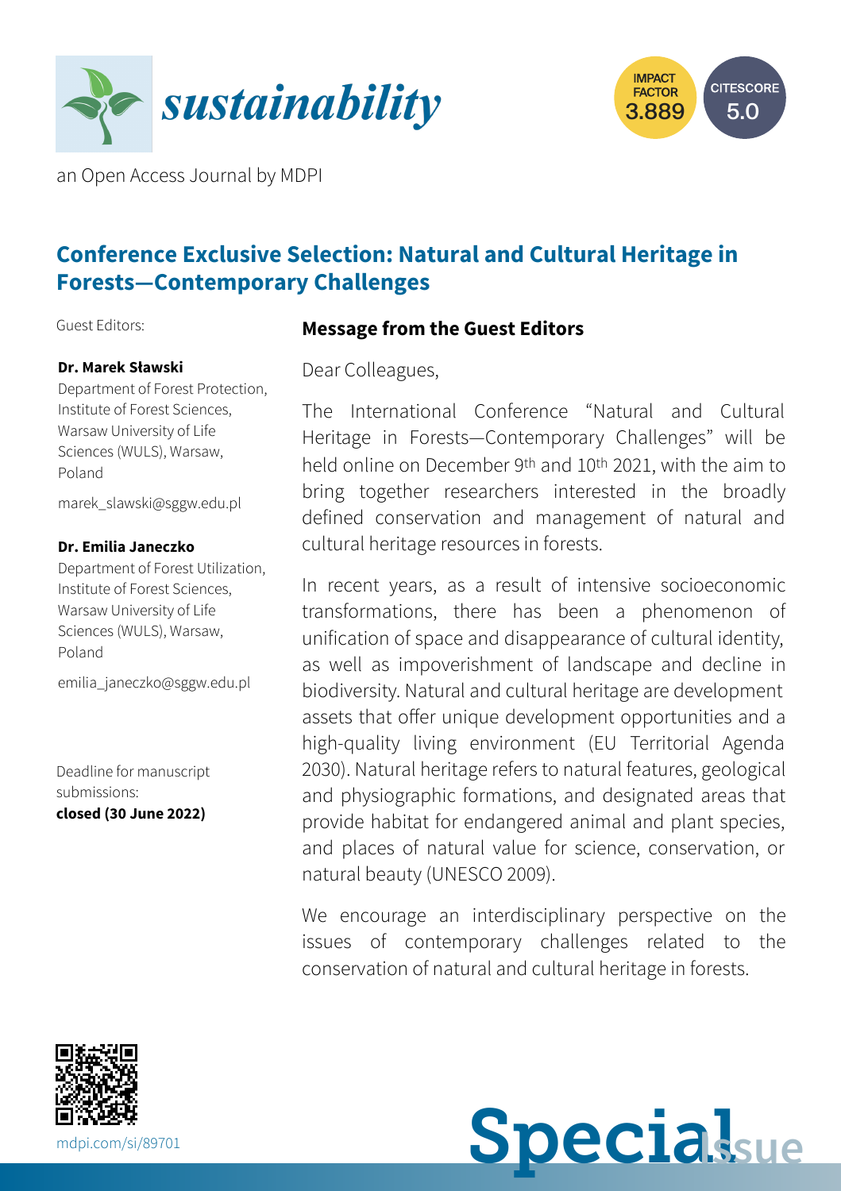**sustainability**

IMPACT FACTOR 3.889

CITESCORE 5.0

an Open Access Journal by MDPI

## Conference Exclusive Selection: Natural and Cultural Heritage in Forests—Contemporary Challenges

Guest Editors:

**Dr. Marek Sławski**
Department of Forest Protection, Institute of Forest Sciences, Warsaw University of Life Sciences (WULS), Warsaw, Poland

marek_slawski@sggw.edu.pl

**Dr. Emilia Janeczko**
Department of Forest Utilization, Institute of Forest Sciences, Warsaw University of Life Sciences (WULS), Warsaw, Poland

emilia_janeczko@sggw.edu.pl

Deadline for manuscript submissions:
**closed (30 June 2022)**

### Message from the Guest Editors

Dear Colleagues,

The International Conference "Natural and Cultural Heritage in Forests—Contemporary Challenges" will be held online on December 9th and 10th 2021, with the aim to bring together researchers interested in the broadly defined conservation and management of natural and cultural heritage resources in forests.

In recent years, as a result of intensive socioeconomic transformations, there has been a phenomenon of unification of space and disappearance of cultural identity, as well as impoverishment of landscape and decline in biodiversity. Natural and cultural heritage are development assets that offer unique development opportunities and a high-quality living environment (EU Territorial Agenda 2030). Natural heritage refers to natural features, geological and physiographic formations, and designated areas that provide habitat for endangered animal and plant species, and places of natural value for science, conservation, or natural beauty (UNESCO 2009).

We encourage an interdisciplinary perspective on the issues of contemporary challenges related to the conservation of natural and cultural heritage in forests.

mdpi.com/si/89701

Special Issue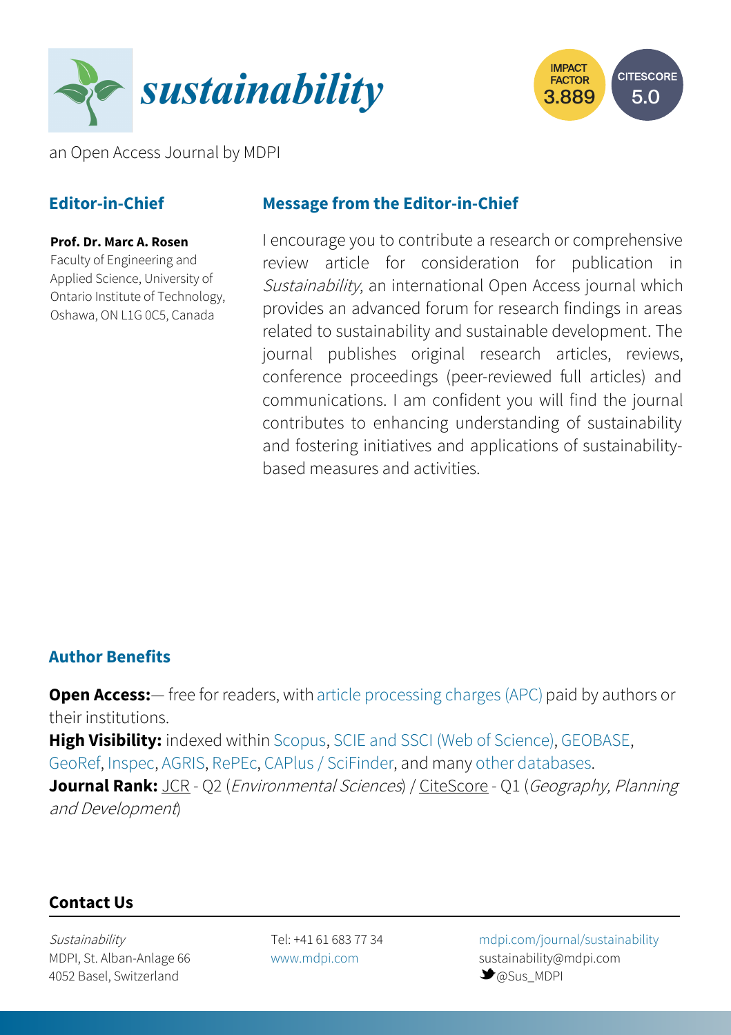# *sustainability*

IMPACT FACTOR 3.889

CITESCORE 5.0

an Open Access Journal by MDPI

## Editor-in-Chief

**Prof. Dr. Marc A. Rosen**
Faculty of Engineering and Applied Science, University of Ontario Institute of Technology, Oshawa, ON L1G 0C5, Canada

## Message from the Editor-in-Chief

I encourage you to contribute a research or comprehensive review article for consideration for publication in *Sustainability*, an international Open Access journal which provides an advanced forum for research findings in areas related to sustainability and sustainable development. The journal publishes original research articles, reviews, conference proceedings (peer-reviewed full articles) and communications. I am confident you will find the journal contributes to enhancing understanding of sustainability and fostering initiatives and applications of sustainability-based measures and activities.

## Author Benefits

**Open Access:**— free for readers, with article processing charges (APC) paid by authors or their institutions.
**High Visibility:** indexed within Scopus, SCIE and SSCI (Web of Science), GEOBASE, GeoRef, Inspec, AGRIS, RePEc, CAPlus / SciFinder, and many other databases.
**Journal Rank:** JCR - Q2 (*Environmental Sciences*) / CiteScore - Q1 (*Geography, Planning and Development*)

## Contact Us

*Sustainability*
MDPI, St. Alban-Anlage 66
4052 Basel, Switzerland

Tel: +41 61 683 77 34
www.mdpi.com

mdpi.com/journal/sustainability
sustainability@mdpi.com
@Sus_MDPI